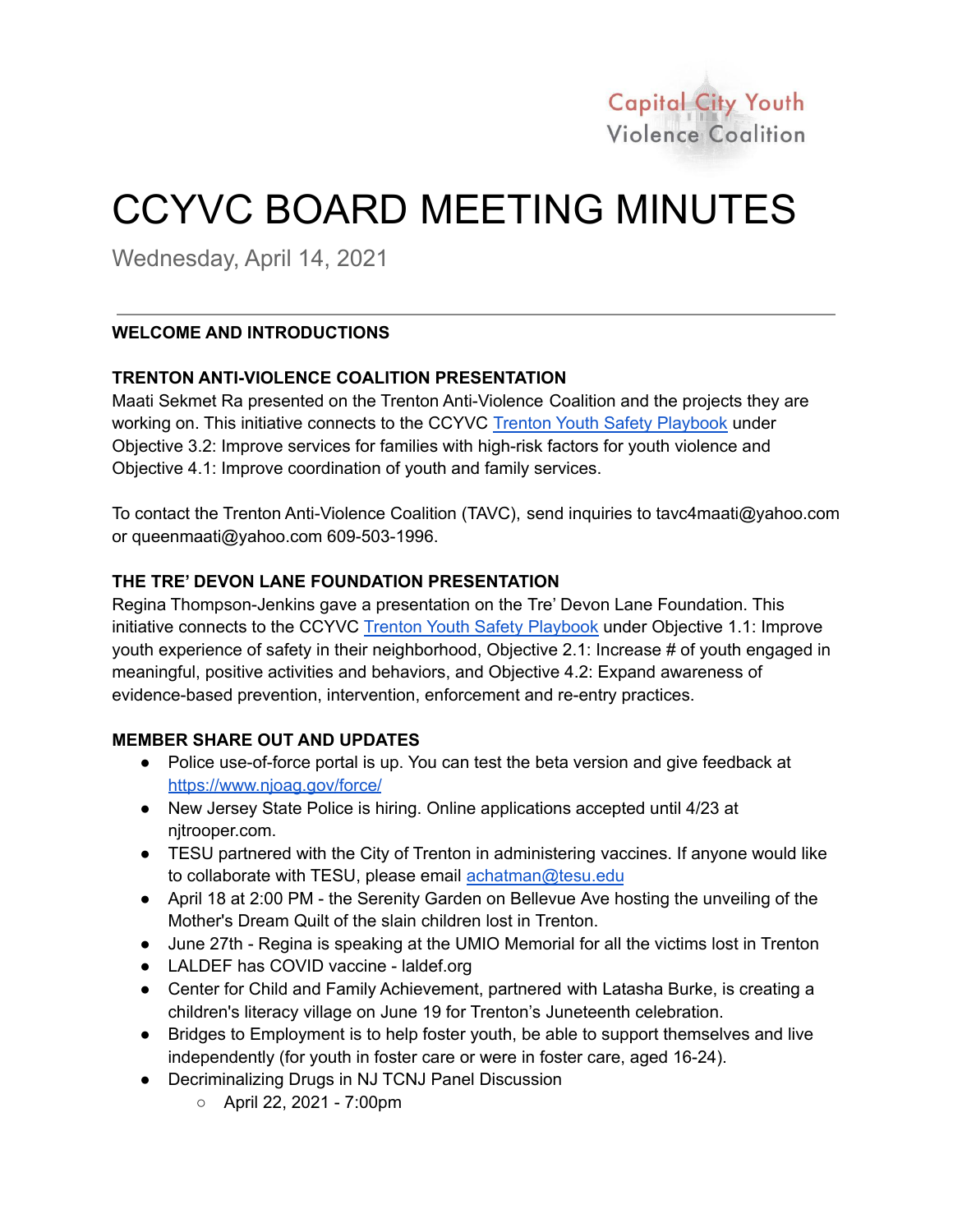Capital City Youth Violence Coalition

# CCYVC BOARD MEETING MINUTES

Wednesday, April 14, 2021

---

**WELCOME AND INTRODUCTIONS**

**TRENTON ANTI-VIOLENCE COALITION PRESENTATION**

Maati Sekmet Ra presented on the Trenton Anti-Violence Coalition and the projects they are working on. This initiative connects to the CCYVC Trenton Youth Safety Playbook under Objective 3.2: Improve services for families with high-risk factors for youth violence and Objective 4.1: Improve coordination of youth and family services.

To contact the Trenton Anti-Violence Coalition (TAVC), send inquiries to tavc4maati@yahoo.com or queenmaati@yahoo.com 609-503-1996.

**THE TRE' DEVON LANE FOUNDATION PRESENTATION**

Regina Thompson-Jenkins gave a presentation on the Tre' Devon Lane Foundation. This initiative connects to the CCYVC Trenton Youth Safety Playbook under Objective 1.1: Improve youth experience of safety in their neighborhood, Objective 2.1: Increase # of youth engaged in meaningful, positive activities and behaviors, and Objective 4.2: Expand awareness of evidence-based prevention, intervention, enforcement and re-entry practices.

**MEMBER SHARE OUT AND UPDATES**

- Police use-of-force portal is up. You can test the beta version and give feedback at https://www.njoag.gov/force/
- New Jersey State Police is hiring. Online applications accepted until 4/23 at njtrooper.com.
- TESU partnered with the City of Trenton in administering vaccines. If anyone would like to collaborate with TESU, please email achatman@tesu.edu
- April 18 at 2:00 PM - the Serenity Garden on Bellevue Ave hosting the unveiling of the Mother's Dream Quilt of the slain children lost in Trenton.
- June 27th - Regina is speaking at the UMIO Memorial for all the victims lost in Trenton
- LALDEF has COVID vaccine - laldef.org
- Center for Child and Family Achievement, partnered with Latasha Burke, is creating a children's literacy village on June 19 for Trenton's Juneteenth celebration.
- Bridges to Employment is to help foster youth, be able to support themselves and live independently (for youth in foster care or were in foster care, aged 16-24).
- Decriminalizing Drugs in NJ TCNJ Panel Discussion
  - April 22, 2021 - 7:00pm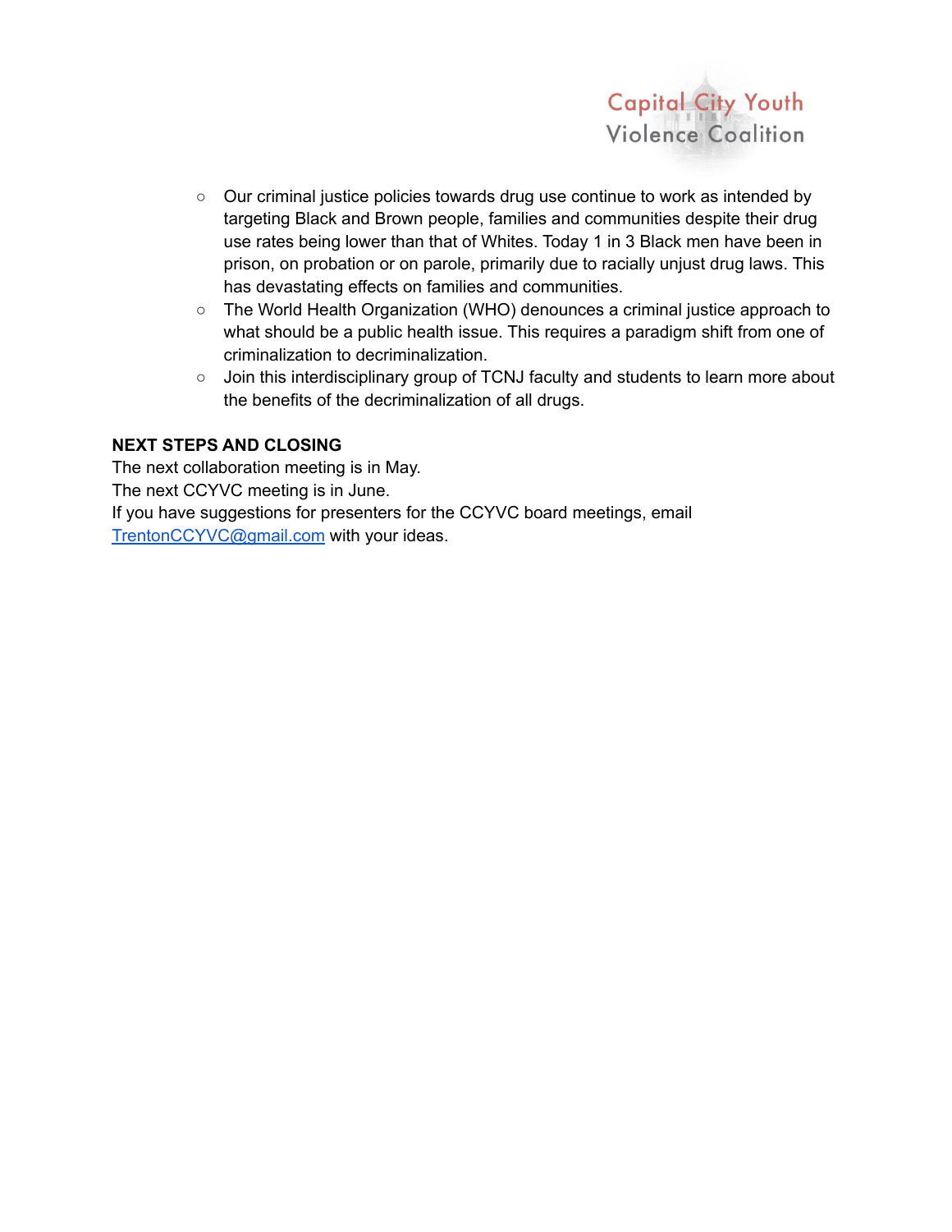- Our criminal justice policies towards drug use continue to work as intended by targeting Black and Brown people, families and communities despite their drug use rates being lower than that of Whites. Today 1 in 3 Black men have been in prison, on probation or on parole, primarily due to racially unjust drug laws. This has devastating effects on families and communities.
- The World Health Organization (WHO) denounces a criminal justice approach to what should be a public health issue. This requires a paradigm shift from one of criminalization to decriminalization.
- Join this interdisciplinary group of TCNJ faculty and students to learn more about the benefits of the decriminalization of all drugs.

**NEXT STEPS AND CLOSING**

The next collaboration meeting is in May.
The next CCYVC meeting is in June.
If you have suggestions for presenters for the CCYVC board meetings, email TrentonCCYVC@gmail.com with your ideas.